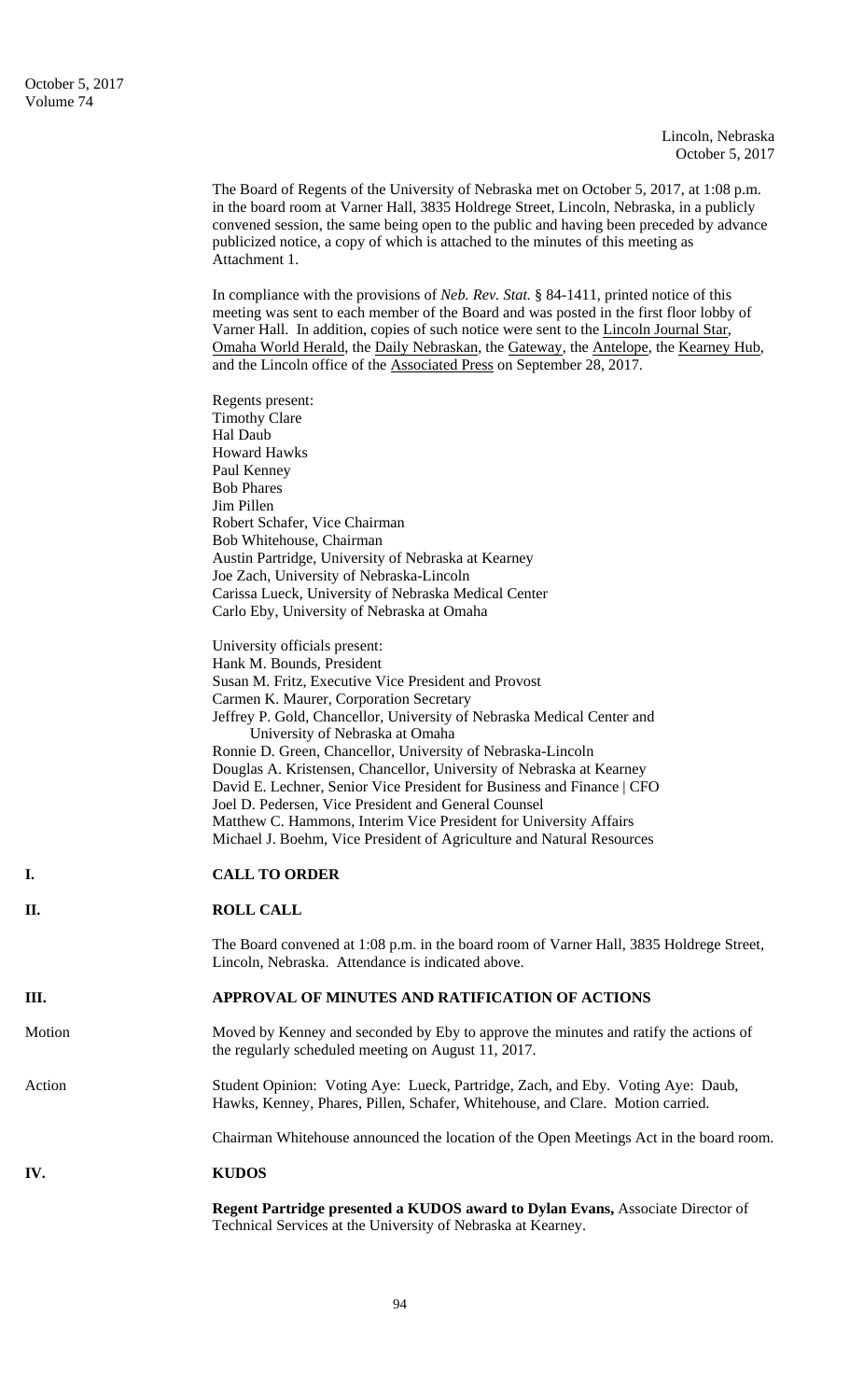Lincoln, Nebraska
October 5, 2017

The Board of Regents of the University of Nebraska met on October 5, 2017, at 1:08 p.m. in the board room at Varner Hall, 3835 Holdrege Street, Lincoln, Nebraska, in a publicly convened session, the same being open to the public and having been preceded by advance publicized notice, a copy of which is attached to the minutes of this meeting as Attachment 1.

In compliance with the provisions of *Neb. Rev. Stat.* § 84-1411, printed notice of this meeting was sent to each member of the Board and was posted in the first floor lobby of Varner Hall. In addition, copies of such notice were sent to the Lincoln Journal Star, Omaha World Herald, the Daily Nebraskan, the Gateway, the Antelope, the Kearney Hub, and the Lincoln office of the Associated Press on September 28, 2017.

Regents present:
Timothy Clare
Hal Daub
Howard Hawks
Paul Kenney
Bob Phares
Jim Pillen
Robert Schafer, Vice Chairman
Bob Whitehouse, Chairman
Austin Partridge, University of Nebraska at Kearney
Joe Zach, University of Nebraska-Lincoln
Carissa Lueck, University of Nebraska Medical Center
Carlo Eby, University of Nebraska at Omaha

University officials present:
Hank M. Bounds, President
Susan M. Fritz, Executive Vice President and Provost
Carmen K. Maurer, Corporation Secretary
Jeffrey P. Gold, Chancellor, University of Nebraska Medical Center and University of Nebraska at Omaha
Ronnie D. Green, Chancellor, University of Nebraska-Lincoln
Douglas A. Kristensen, Chancellor, University of Nebraska at Kearney
David E. Lechner, Senior Vice President for Business and Finance | CFO
Joel D. Pedersen, Vice President and General Counsel
Matthew C. Hammons, Interim Vice President for University Affairs
Michael J. Boehm, Vice President of Agriculture and Natural Resources

## I. CALL TO ORDER

## II. ROLL CALL

The Board convened at 1:08 p.m. in the board room of Varner Hall, 3835 Holdrege Street, Lincoln, Nebraska. Attendance is indicated above.

## III. APPROVAL OF MINUTES AND RATIFICATION OF ACTIONS

Motion — Moved by Kenney and seconded by Eby to approve the minutes and ratify the actions of the regularly scheduled meeting on August 11, 2017.

Action — Student Opinion: Voting Aye: Lueck, Partridge, Zach, and Eby. Voting Aye: Daub, Hawks, Kenney, Phares, Pillen, Schafer, Whitehouse, and Clare. Motion carried.

Chairman Whitehouse announced the location of the Open Meetings Act in the board room.

## IV. KUDOS

**Regent Partridge presented a KUDOS award to Dylan Evans,** Associate Director of Technical Services at the University of Nebraska at Kearney.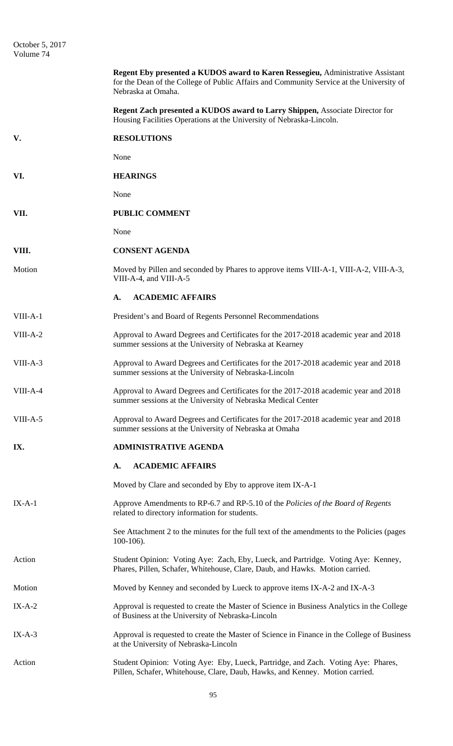**Regent Eby presented a KUDOS award to Karen Ressegieu,** Administrative Assistant for the Dean of the College of Public Affairs and Community Service at the University of Nebraska at Omaha.

**Regent Zach presented a KUDOS award to Larry Shippen,** Associate Director for Housing Facilities Operations at the University of Nebraska-Lincoln.

## V. RESOLUTIONS

None

## VI. HEARINGS

None

## VII. PUBLIC COMMENT

None

## VIII. CONSENT AGENDA

Motion — Moved by Pillen and seconded by Phares to approve items VIII-A-1, VIII-A-2, VIII-A-3, VIII-A-4, and VIII-A-5

### A. ACADEMIC AFFAIRS

VIII-A-1 — President's and Board of Regents Personnel Recommendations

VIII-A-2 — Approval to Award Degrees and Certificates for the 2017-2018 academic year and 2018 summer sessions at the University of Nebraska at Kearney

VIII-A-3 — Approval to Award Degrees and Certificates for the 2017-2018 academic year and 2018 summer sessions at the University of Nebraska-Lincoln

VIII-A-4 — Approval to Award Degrees and Certificates for the 2017-2018 academic year and 2018 summer sessions at the University of Nebraska Medical Center

VIII-A-5 — Approval to Award Degrees and Certificates for the 2017-2018 academic year and 2018 summer sessions at the University of Nebraska at Omaha

## IX. ADMINISTRATIVE AGENDA

### A. ACADEMIC AFFAIRS

Moved by Clare and seconded by Eby to approve item IX-A-1

IX-A-1 — Approve Amendments to RP-6.7 and RP-5.10 of the *Policies of the Board of Regents* related to directory information for students.

See Attachment 2 to the minutes for the full text of the amendments to the Policies (pages 100-106).

Action — Student Opinion: Voting Aye: Zach, Eby, Lueck, and Partridge. Voting Aye: Kenney, Phares, Pillen, Schafer, Whitehouse, Clare, Daub, and Hawks. Motion carried.

Motion — Moved by Kenney and seconded by Lueck to approve items IX-A-2 and IX-A-3

IX-A-2 — Approval is requested to create the Master of Science in Business Analytics in the College of Business at the University of Nebraska-Lincoln

IX-A-3 — Approval is requested to create the Master of Science in Finance in the College of Business at the University of Nebraska-Lincoln

Action — Student Opinion: Voting Aye: Eby, Lueck, Partridge, and Zach. Voting Aye: Phares, Pillen, Schafer, Whitehouse, Clare, Daub, Hawks, and Kenney. Motion carried.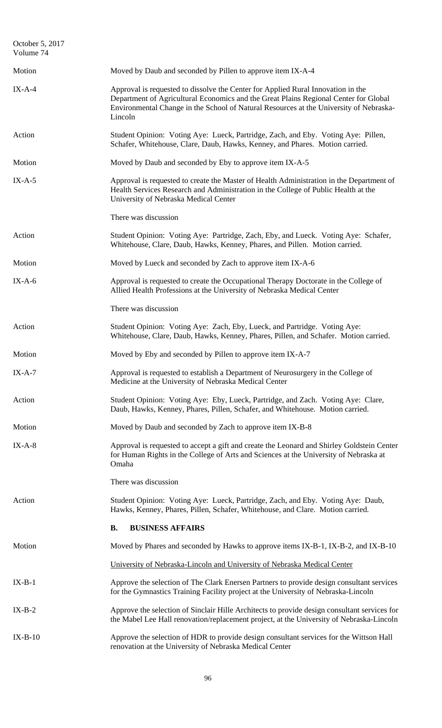| | |
|---|---|
| Motion | Moved by Daub and seconded by Pillen to approve item IX-A-4 |
| IX-A-4 | Approval is requested to dissolve the Center for Applied Rural Innovation in the Department of Agricultural Economics and the Great Plains Regional Center for Global Environmental Change in the School of Natural Resources at the University of Nebraska-Lincoln |
| Action | Student Opinion: Voting Aye: Lueck, Partridge, Zach, and Eby. Voting Aye: Pillen, Schafer, Whitehouse, Clare, Daub, Hawks, Kenney, and Phares. Motion carried. |
| Motion | Moved by Daub and seconded by Eby to approve item IX-A-5 |
| IX-A-5 | Approval is requested to create the Master of Health Administration in the Department of Health Services Research and Administration in the College of Public Health at the University of Nebraska Medical Center |
| | There was discussion |
| Action | Student Opinion: Voting Aye: Partridge, Zach, Eby, and Lueck. Voting Aye: Schafer, Whitehouse, Clare, Daub, Hawks, Kenney, Phares, and Pillen. Motion carried. |
| Motion | Moved by Lueck and seconded by Zach to approve item IX-A-6 |
| IX-A-6 | Approval is requested to create the Occupational Therapy Doctorate in the College of Allied Health Professions at the University of Nebraska Medical Center |
| | There was discussion |
| Action | Student Opinion: Voting Aye: Zach, Eby, Lueck, and Partridge. Voting Aye: Whitehouse, Clare, Daub, Hawks, Kenney, Phares, Pillen, and Schafer. Motion carried. |
| Motion | Moved by Eby and seconded by Pillen to approve item IX-A-7 |
| IX-A-7 | Approval is requested to establish a Department of Neurosurgery in the College of Medicine at the University of Nebraska Medical Center |
| Action | Student Opinion: Voting Aye: Eby, Lueck, Partridge, and Zach. Voting Aye: Clare, Daub, Hawks, Kenney, Phares, Pillen, Schafer, and Whitehouse. Motion carried. |
| Motion | Moved by Daub and seconded by Zach to approve item IX-B-8 |
| IX-A-8 | Approval is requested to accept a gift and create the Leonard and Shirley Goldstein Center for Human Rights in the College of Arts and Sciences at the University of Nebraska at Omaha |
| | There was discussion |
| Action | Student Opinion: Voting Aye: Lueck, Partridge, Zach, and Eby. Voting Aye: Daub, Hawks, Kenney, Phares, Pillen, Schafer, Whitehouse, and Clare. Motion carried. |

## B. BUSINESS AFFAIRS

| | |
|---|---|
| Motion | Moved by Phares and seconded by Hawks to approve items IX-B-1, IX-B-2, and IX-B-10 |
| | University of Nebraska-Lincoln and University of Nebraska Medical Center |
| IX-B-1 | Approve the selection of The Clark Enersen Partners to provide design consultant services for the Gymnastics Training Facility project at the University of Nebraska-Lincoln |
| IX-B-2 | Approve the selection of Sinclair Hille Architects to provide design consultant services for the Mabel Lee Hall renovation/replacement project, at the University of Nebraska-Lincoln |
| IX-B-10 | Approve the selection of HDR to provide design consultant services for the Wittson Hall renovation at the University of Nebraska Medical Center |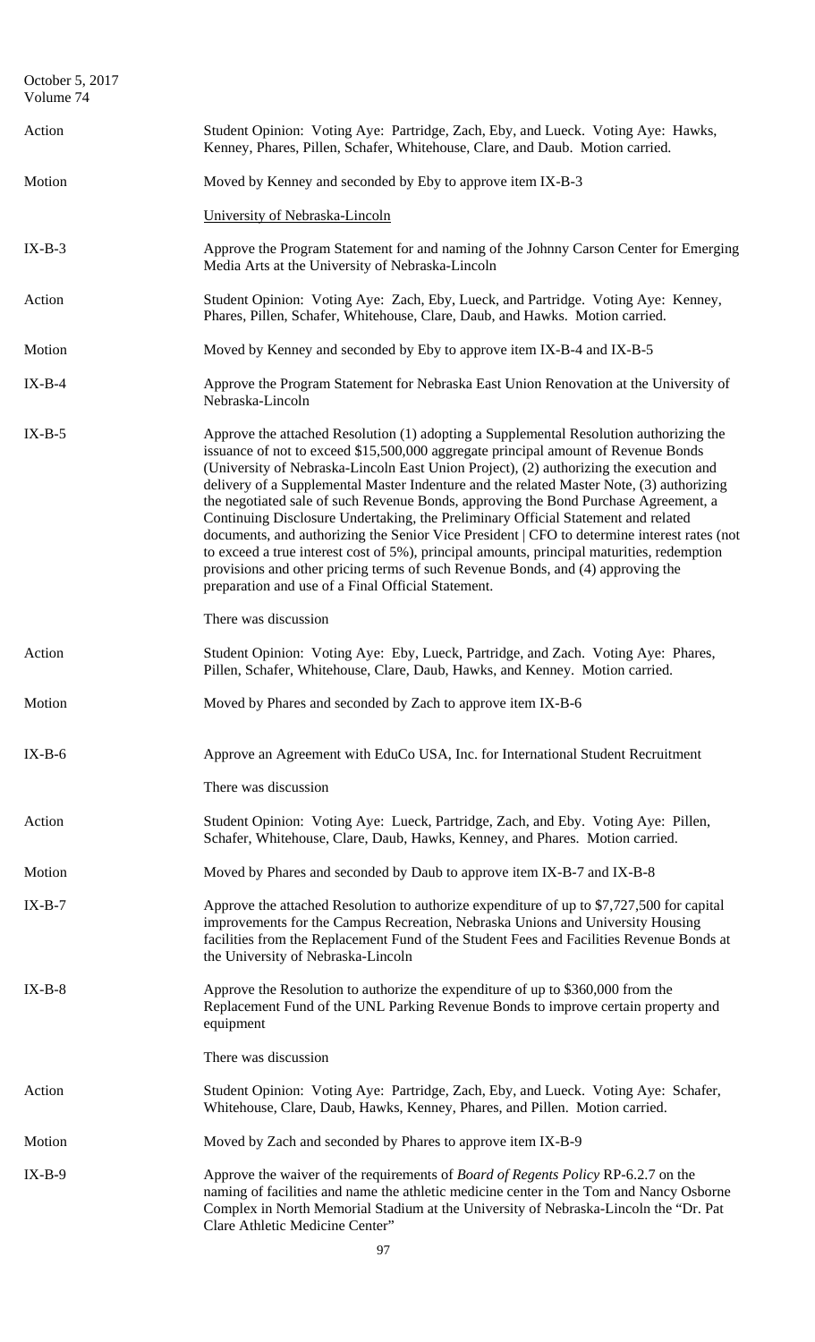| | |
|---|---|
| Action | Student Opinion: Voting Aye: Partridge, Zach, Eby, and Lueck. Voting Aye: Hawks, Kenney, Phares, Pillen, Schafer, Whitehouse, Clare, and Daub. Motion carried. |
| Motion | Moved by Kenney and seconded by Eby to approve item IX-B-3 |
| | University of Nebraska-Lincoln |
| IX-B-3 | Approve the Program Statement for and naming of the Johnny Carson Center for Emerging Media Arts at the University of Nebraska-Lincoln |
| Action | Student Opinion: Voting Aye: Zach, Eby, Lueck, and Partridge. Voting Aye: Kenney, Phares, Pillen, Schafer, Whitehouse, Clare, Daub, and Hawks. Motion carried. |
| Motion | Moved by Kenney and seconded by Eby to approve item IX-B-4 and IX-B-5 |
| IX-B-4 | Approve the Program Statement for Nebraska East Union Renovation at the University of Nebraska-Lincoln |
| IX-B-5 | Approve the attached Resolution (1) adopting a Supplemental Resolution authorizing the issuance of not to exceed $15,500,000 aggregate principal amount of Revenue Bonds (University of Nebraska-Lincoln East Union Project), (2) authorizing the execution and delivery of a Supplemental Master Indenture and the related Master Note, (3) authorizing the negotiated sale of such Revenue Bonds, approving the Bond Purchase Agreement, a Continuing Disclosure Undertaking, the Preliminary Official Statement and related documents, and authorizing the Senior Vice President \| CFO to determine interest rates (not to exceed a true interest cost of 5%), principal amounts, principal maturities, redemption provisions and other pricing terms of such Revenue Bonds, and (4) approving the preparation and use of a Final Official Statement. |
| | There was discussion |
| Action | Student Opinion: Voting Aye: Eby, Lueck, Partridge, and Zach. Voting Aye: Phares, Pillen, Schafer, Whitehouse, Clare, Daub, Hawks, and Kenney. Motion carried. |
| Motion | Moved by Phares and seconded by Zach to approve item IX-B-6 |
| IX-B-6 | Approve an Agreement with EduCo USA, Inc. for International Student Recruitment |
| | There was discussion |
| Action | Student Opinion: Voting Aye: Lueck, Partridge, Zach, and Eby. Voting Aye: Pillen, Schafer, Whitehouse, Clare, Daub, Hawks, Kenney, and Phares. Motion carried. |
| Motion | Moved by Phares and seconded by Daub to approve item IX-B-7 and IX-B-8 |
| IX-B-7 | Approve the attached Resolution to authorize expenditure of up to $7,727,500 for capital improvements for the Campus Recreation, Nebraska Unions and University Housing facilities from the Replacement Fund of the Student Fees and Facilities Revenue Bonds at the University of Nebraska-Lincoln |
| IX-B-8 | Approve the Resolution to authorize the expenditure of up to $360,000 from the Replacement Fund of the UNL Parking Revenue Bonds to improve certain property and equipment |
| | There was discussion |
| Action | Student Opinion: Voting Aye: Partridge, Zach, Eby, and Lueck. Voting Aye: Schafer, Whitehouse, Clare, Daub, Hawks, Kenney, Phares, and Pillen. Motion carried. |
| Motion | Moved by Zach and seconded by Phares to approve item IX-B-9 |
| IX-B-9 | Approve the waiver of the requirements of *Board of Regents Policy* RP-6.2.7 on the naming of facilities and name the athletic medicine center in the Tom and Nancy Osborne Complex in North Memorial Stadium at the University of Nebraska-Lincoln the "Dr. Pat Clare Athletic Medicine Center" |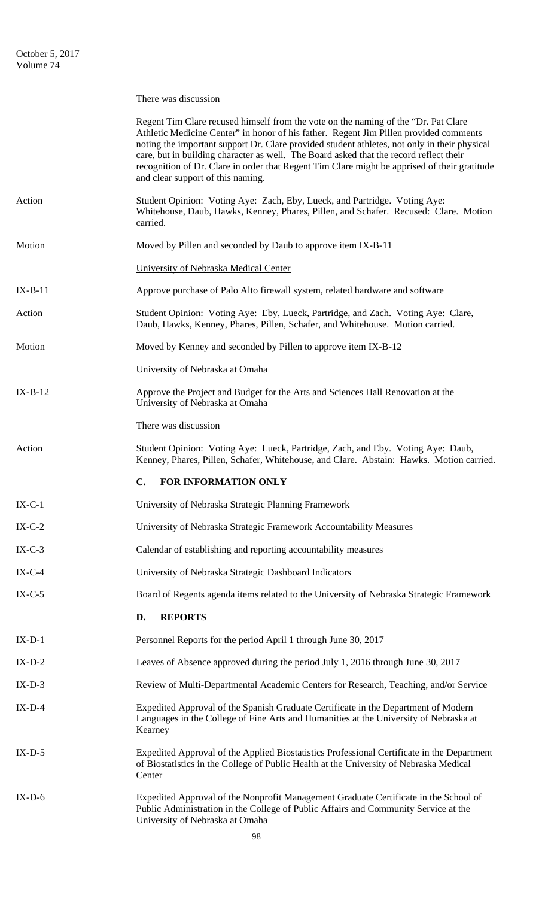There was discussion

Regent Tim Clare recused himself from the vote on the naming of the "Dr. Pat Clare Athletic Medicine Center" in honor of his father. Regent Jim Pillen provided comments noting the important support Dr. Clare provided student athletes, not only in their physical care, but in building character as well. The Board asked that the record reflect their recognition of Dr. Clare in order that Regent Tim Clare might be apprised of their gratitude and clear support of this naming.

Action — Student Opinion: Voting Aye: Zach, Eby, Lueck, and Partridge. Voting Aye: Whitehouse, Daub, Hawks, Kenney, Phares, Pillen, and Schafer. Recused: Clare. Motion carried.

Motion — Moved by Pillen and seconded by Daub to approve item IX-B-11

University of Nebraska Medical Center

IX-B-11 — Approve purchase of Palo Alto firewall system, related hardware and software

Action — Student Opinion: Voting Aye: Eby, Lueck, Partridge, and Zach. Voting Aye: Clare, Daub, Hawks, Kenney, Phares, Pillen, Schafer, and Whitehouse. Motion carried.

Motion — Moved by Kenney and seconded by Pillen to approve item IX-B-12

University of Nebraska at Omaha

IX-B-12 — Approve the Project and Budget for the Arts and Sciences Hall Renovation at the University of Nebraska at Omaha

There was discussion

Action — Student Opinion: Voting Aye: Lueck, Partridge, Zach, and Eby. Voting Aye: Daub, Kenney, Phares, Pillen, Schafer, Whitehouse, and Clare. Abstain: Hawks. Motion carried.

## C. FOR INFORMATION ONLY

IX-C-1 — University of Nebraska Strategic Planning Framework

IX-C-2 — University of Nebraska Strategic Framework Accountability Measures

IX-C-3 — Calendar of establishing and reporting accountability measures

IX-C-4 — University of Nebraska Strategic Dashboard Indicators

IX-C-5 — Board of Regents agenda items related to the University of Nebraska Strategic Framework

## D. REPORTS

IX-D-1 — Personnel Reports for the period April 1 through June 30, 2017

IX-D-2 — Leaves of Absence approved during the period July 1, 2016 through June 30, 2017

IX-D-3 — Review of Multi-Departmental Academic Centers for Research, Teaching, and/or Service

IX-D-4 — Expedited Approval of the Spanish Graduate Certificate in the Department of Modern Languages in the College of Fine Arts and Humanities at the University of Nebraska at Kearney

IX-D-5 — Expedited Approval of the Applied Biostatistics Professional Certificate in the Department of Biostatistics in the College of Public Health at the University of Nebraska Medical Center

IX-D-6 — Expedited Approval of the Nonprofit Management Graduate Certificate in the School of Public Administration in the College of Public Affairs and Community Service at the University of Nebraska at Omaha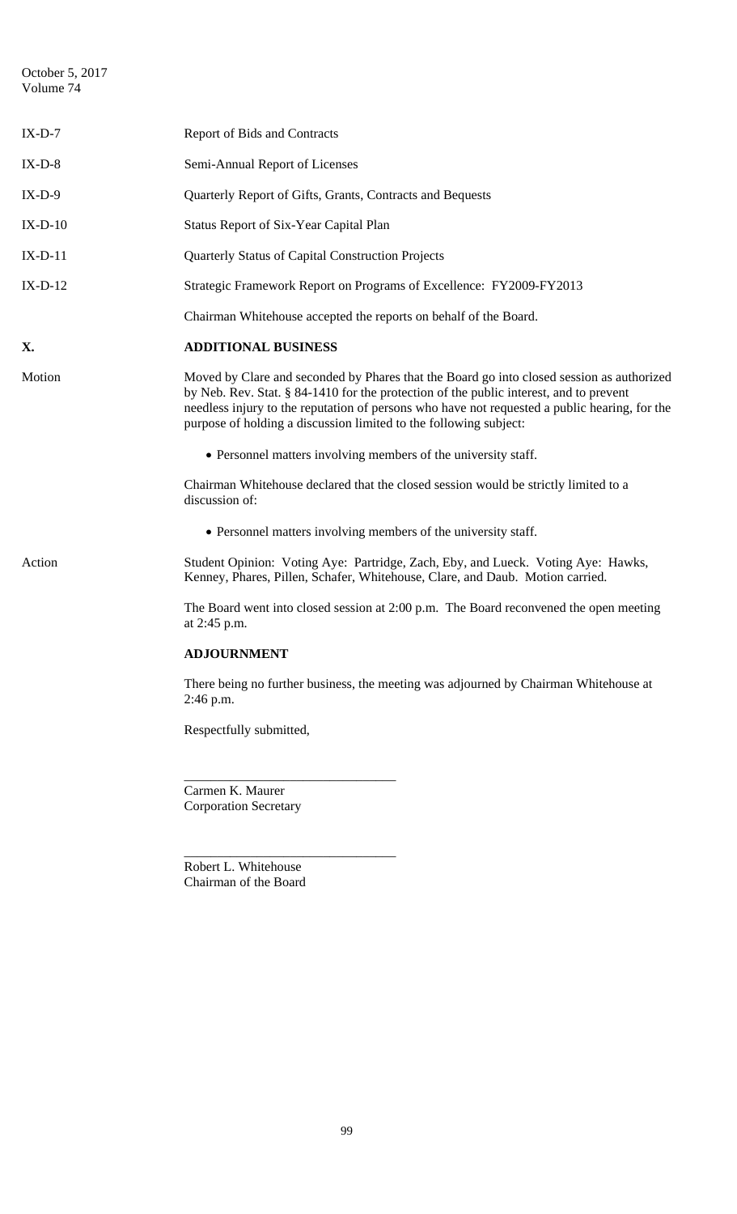| | |
|---|---|
| IX-D-7 | Report of Bids and Contracts |
| IX-D-8 | Semi-Annual Report of Licenses |
| IX-D-9 | Quarterly Report of Gifts, Grants, Contracts and Bequests |
| IX-D-10 | Status Report of Six-Year Capital Plan |
| IX-D-11 | Quarterly Status of Capital Construction Projects |
| IX-D-12 | Strategic Framework Report on Programs of Excellence: FY2009-FY2013 |

Chairman Whitehouse accepted the reports on behalf of the Board.

## X. ADDITIONAL BUSINESS

**Motion**

Moved by Clare and seconded by Phares that the Board go into closed session as authorized by Neb. Rev. Stat. § 84-1410 for the protection of the public interest, and to prevent needless injury to the reputation of persons who have not requested a public hearing, for the purpose of holding a discussion limited to the following subject:

- Personnel matters involving members of the university staff.

Chairman Whitehouse declared that the closed session would be strictly limited to a discussion of:

- Personnel matters involving members of the university staff.

**Action**

Student Opinion: Voting Aye: Partridge, Zach, Eby, and Lueck. Voting Aye: Hawks, Kenney, Phares, Pillen, Schafer, Whitehouse, Clare, and Daub. Motion carried.

The Board went into closed session at 2:00 p.m. The Board reconvened the open meeting at 2:45 p.m.

## ADJOURNMENT

There being no further business, the meeting was adjourned by Chairman Whitehouse at 2:46 p.m.

Respectfully submitted,

\_\_\_\_\_\_\_\_\_\_\_\_\_\_\_\_\_\_\_\_\_\_\_\_\_\_\_\_\_\_\_\_

Carmen K. Maurer
Corporation Secretary

\_\_\_\_\_\_\_\_\_\_\_\_\_\_\_\_\_\_\_\_\_\_\_\_\_\_\_\_\_\_\_\_

Robert L. Whitehouse
Chairman of the Board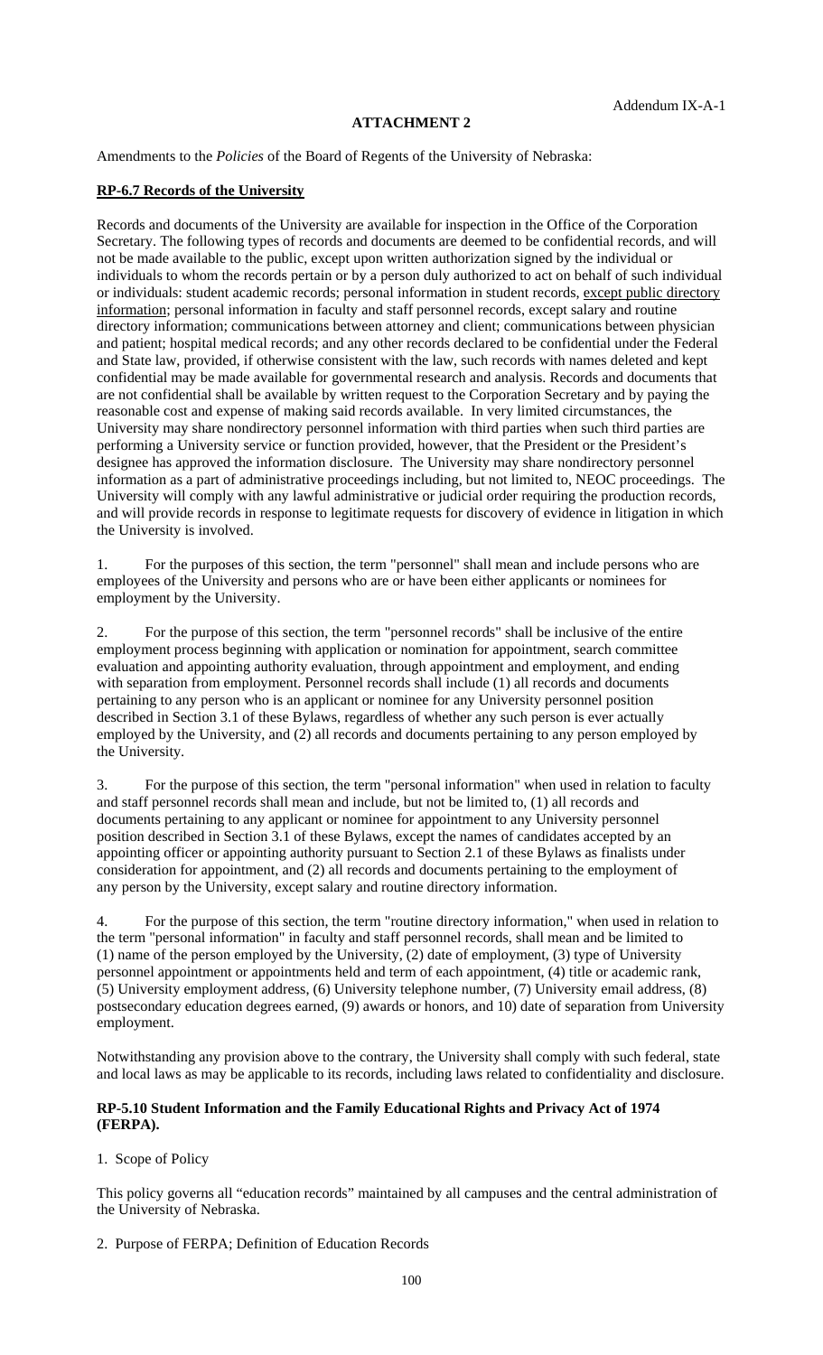Addendum IX-A-1

**ATTACHMENT 2**

Amendments to the *Policies* of the Board of Regents of the University of Nebraska:

**RP-6.7 Records of the University**

Records and documents of the University are available for inspection in the Office of the Corporation Secretary. The following types of records and documents are deemed to be confidential records, and will not be made available to the public, except upon written authorization signed by the individual or individuals to whom the records pertain or by a person duly authorized to act on behalf of such individual or individuals: student academic records; personal information in student records, <u>except public directory information</u>; personal information in faculty and staff personnel records, except salary and routine directory information; communications between attorney and client; communications between physician and patient; hospital medical records; and any other records declared to be confidential under the Federal and State law, provided, if otherwise consistent with the law, such records with names deleted and kept confidential may be made available for governmental research and analysis. Records and documents that are not confidential shall be available by written request to the Corporation Secretary and by paying the reasonable cost and expense of making said records available. In very limited circumstances, the University may share nondirectory personnel information with third parties when such third parties are performing a University service or function provided, however, that the President or the President's designee has approved the information disclosure. The University may share nondirectory personnel information as a part of administrative proceedings including, but not limited to, NEOC proceedings. The University will comply with any lawful administrative or judicial order requiring the production records, and will provide records in response to legitimate requests for discovery of evidence in litigation in which the University is involved.

1. For the purposes of this section, the term "personnel" shall mean and include persons who are employees of the University and persons who are or have been either applicants or nominees for employment by the University.

2. For the purpose of this section, the term "personnel records" shall be inclusive of the entire employment process beginning with application or nomination for appointment, search committee evaluation and appointing authority evaluation, through appointment and employment, and ending with separation from employment. Personnel records shall include (1) all records and documents pertaining to any person who is an applicant or nominee for any University personnel position described in Section 3.1 of these Bylaws, regardless of whether any such person is ever actually employed by the University, and (2) all records and documents pertaining to any person employed by the University.

3. For the purpose of this section, the term "personal information" when used in relation to faculty and staff personnel records shall mean and include, but not be limited to, (1) all records and documents pertaining to any applicant or nominee for appointment to any University personnel position described in Section 3.1 of these Bylaws, except the names of candidates accepted by an appointing officer or appointing authority pursuant to Section 2.1 of these Bylaws as finalists under consideration for appointment, and (2) all records and documents pertaining to the employment of any person by the University, except salary and routine directory information.

4. For the purpose of this section, the term "routine directory information," when used in relation to the term "personal information" in faculty and staff personnel records, shall mean and be limited to (1) name of the person employed by the University, (2) date of employment, (3) type of University personnel appointment or appointments held and term of each appointment, (4) title or academic rank, (5) University employment address, (6) University telephone number, (7) University email address, (8) postsecondary education degrees earned, (9) awards or honors, and 10) date of separation from University employment.

Notwithstanding any provision above to the contrary, the University shall comply with such federal, state and local laws as may be applicable to its records, including laws related to confidentiality and disclosure.

**RP-5.10 Student Information and the Family Educational Rights and Privacy Act of 1974 (FERPA).**

1. Scope of Policy

This policy governs all "education records" maintained by all campuses and the central administration of the University of Nebraska.

2. Purpose of FERPA; Definition of Education Records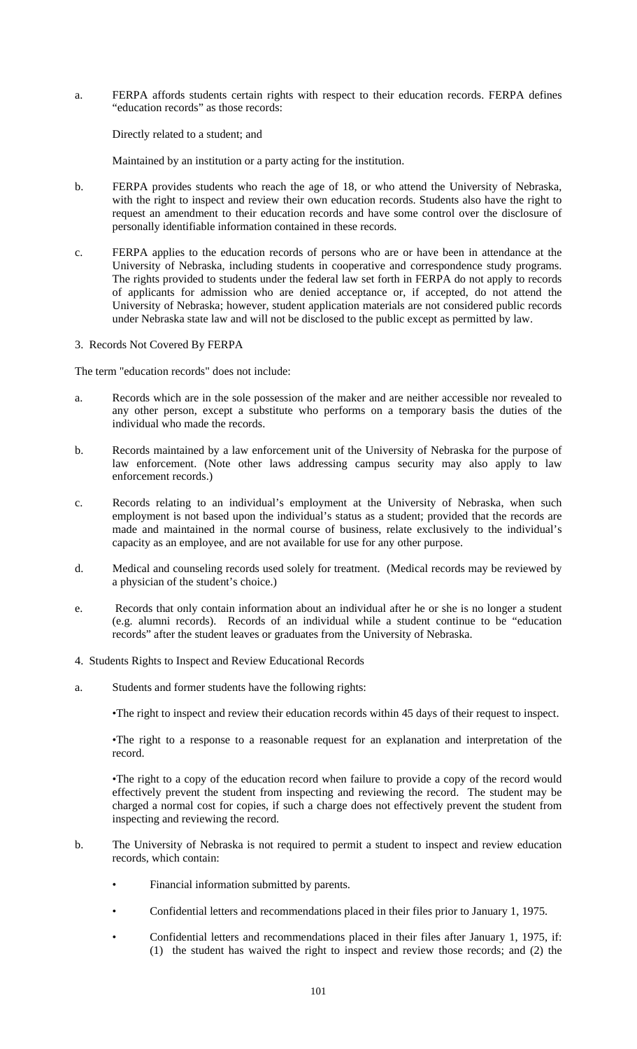a. FERPA affords students certain rights with respect to their education records. FERPA defines "education records" as those records:

   Directly related to a student; and

   Maintained by an institution or a party acting for the institution.

b. FERPA provides students who reach the age of 18, or who attend the University of Nebraska, with the right to inspect and review their own education records. Students also have the right to request an amendment to their education records and have some control over the disclosure of personally identifiable information contained in these records.

c. FERPA applies to the education records of persons who are or have been in attendance at the University of Nebraska, including students in cooperative and correspondence study programs. The rights provided to students under the federal law set forth in FERPA do not apply to records of applicants for admission who are denied acceptance or, if accepted, do not attend the University of Nebraska; however, student application materials are not considered public records under Nebraska state law and will not be disclosed to the public except as permitted by law.

3. Records Not Covered By FERPA

The term "education records" does not include:

a. Records which are in the sole possession of the maker and are neither accessible nor revealed to any other person, except a substitute who performs on a temporary basis the duties of the individual who made the records.

b. Records maintained by a law enforcement unit of the University of Nebraska for the purpose of law enforcement. (Note other laws addressing campus security may also apply to law enforcement records.)

c. Records relating to an individual's employment at the University of Nebraska, when such employment is not based upon the individual's status as a student; provided that the records are made and maintained in the normal course of business, relate exclusively to the individual's capacity as an employee, and are not available for use for any other purpose.

d. Medical and counseling records used solely for treatment. (Medical records may be reviewed by a physician of the student's choice.)

e. Records that only contain information about an individual after he or she is no longer a student (e.g. alumni records). Records of an individual while a student continue to be "education records" after the student leaves or graduates from the University of Nebraska.

4. Students Rights to Inspect and Review Educational Records

a. Students and former students have the following rights:

   •The right to inspect and review their education records within 45 days of their request to inspect.

   •The right to a response to a reasonable request for an explanation and interpretation of the record.

   •The right to a copy of the education record when failure to provide a copy of the record would effectively prevent the student from inspecting and reviewing the record. The student may be charged a normal cost for copies, if such a charge does not effectively prevent the student from inspecting and reviewing the record.

b. The University of Nebraska is not required to permit a student to inspect and review education records, which contain:

   - Financial information submitted by parents.
   - Confidential letters and recommendations placed in their files prior to January 1, 1975.
   - Confidential letters and recommendations placed in their files after January 1, 1975, if: (1) the student has waived the right to inspect and review those records; and (2) the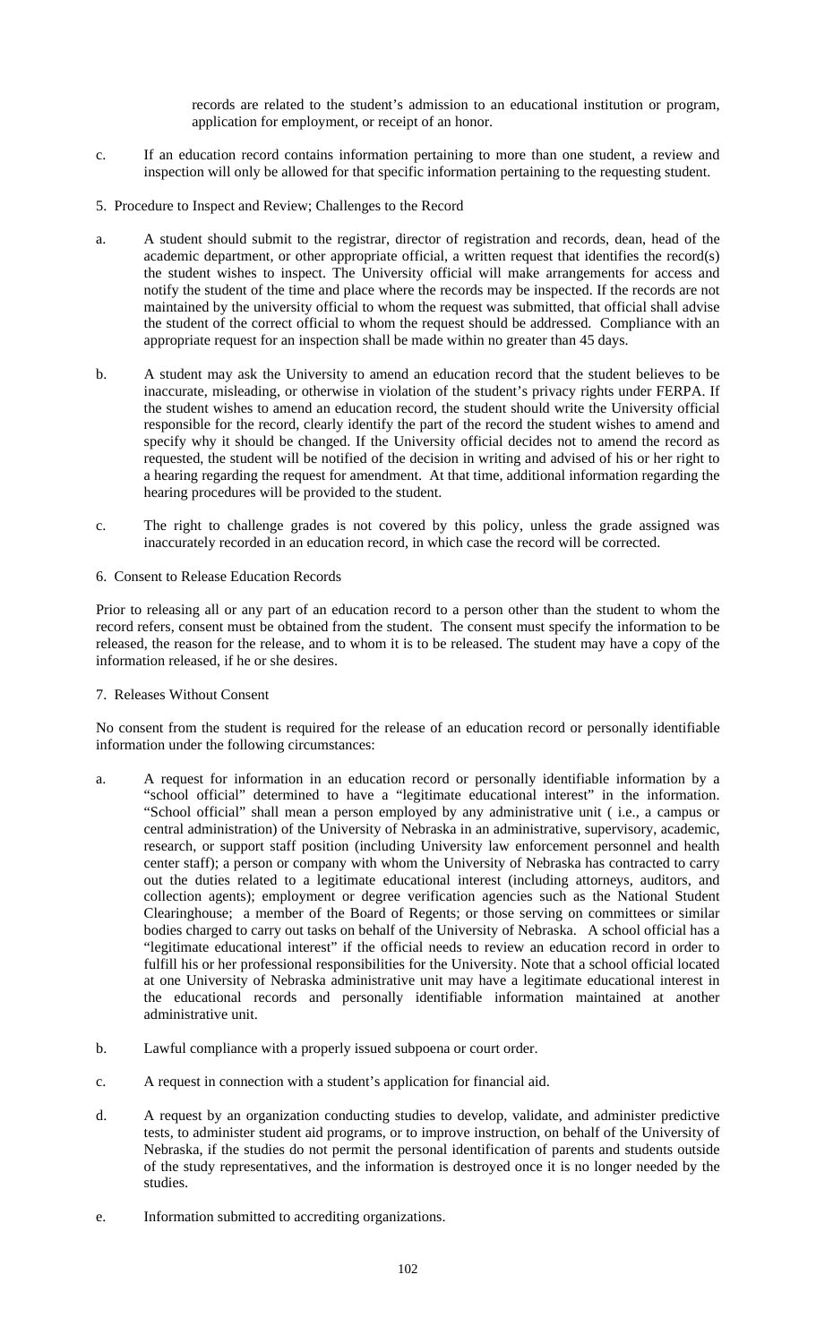records are related to the student's admission to an educational institution or program, application for employment, or receipt of an honor.

c. If an education record contains information pertaining to more than one student, a review and inspection will only be allowed for that specific information pertaining to the requesting student.

5. Procedure to Inspect and Review; Challenges to the Record

a. A student should submit to the registrar, director of registration and records, dean, head of the academic department, or other appropriate official, a written request that identifies the record(s) the student wishes to inspect. The University official will make arrangements for access and notify the student of the time and place where the records may be inspected. If the records are not maintained by the university official to whom the request was submitted, that official shall advise the student of the correct official to whom the request should be addressed. Compliance with an appropriate request for an inspection shall be made within no greater than 45 days.

b. A student may ask the University to amend an education record that the student believes to be inaccurate, misleading, or otherwise in violation of the student's privacy rights under FERPA. If the student wishes to amend an education record, the student should write the University official responsible for the record, clearly identify the part of the record the student wishes to amend and specify why it should be changed. If the University official decides not to amend the record as requested, the student will be notified of the decision in writing and advised of his or her right to a hearing regarding the request for amendment. At that time, additional information regarding the hearing procedures will be provided to the student.

c. The right to challenge grades is not covered by this policy, unless the grade assigned was inaccurately recorded in an education record, in which case the record will be corrected.

6. Consent to Release Education Records

Prior to releasing all or any part of an education record to a person other than the student to whom the record refers, consent must be obtained from the student. The consent must specify the information to be released, the reason for the release, and to whom it is to be released. The student may have a copy of the information released, if he or she desires.

7. Releases Without Consent

No consent from the student is required for the release of an education record or personally identifiable information under the following circumstances:

a. A request for information in an education record or personally identifiable information by a "school official" determined to have a "legitimate educational interest" in the information. "School official" shall mean a person employed by any administrative unit ( i.e., a campus or central administration) of the University of Nebraska in an administrative, supervisory, academic, research, or support staff position (including University law enforcement personnel and health center staff); a person or company with whom the University of Nebraska has contracted to carry out the duties related to a legitimate educational interest (including attorneys, auditors, and collection agents); employment or degree verification agencies such as the National Student Clearinghouse; a member of the Board of Regents; or those serving on committees or similar bodies charged to carry out tasks on behalf of the University of Nebraska. A school official has a "legitimate educational interest" if the official needs to review an education record in order to fulfill his or her professional responsibilities for the University. Note that a school official located at one University of Nebraska administrative unit may have a legitimate educational interest in the educational records and personally identifiable information maintained at another administrative unit.

b. Lawful compliance with a properly issued subpoena or court order.

c. A request in connection with a student's application for financial aid.

d. A request by an organization conducting studies to develop, validate, and administer predictive tests, to administer student aid programs, or to improve instruction, on behalf of the University of Nebraska, if the studies do not permit the personal identification of parents and students outside of the study representatives, and the information is destroyed once it is no longer needed by the studies.

e. Information submitted to accrediting organizations.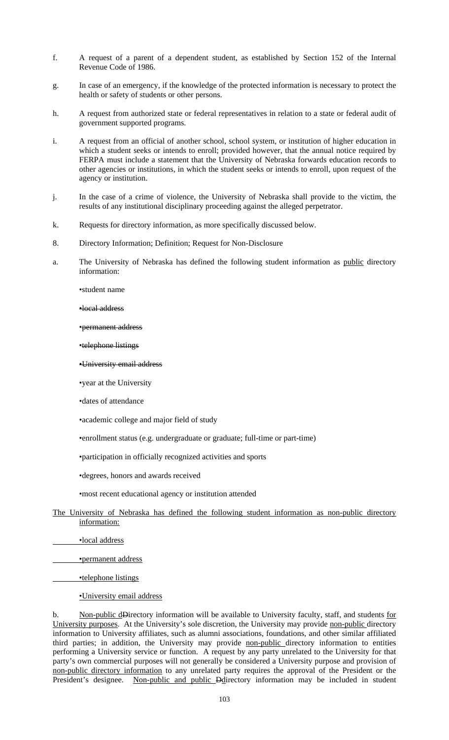f. A request of a parent of a dependent student, as established by Section 152 of the Internal Revenue Code of 1986.

g. In case of an emergency, if the knowledge of the protected information is necessary to protect the health or safety of students or other persons.

h. A request from authorized state or federal representatives in relation to a state or federal audit of government supported programs.

i. A request from an official of another school, school system, or institution of higher education in which a student seeks or intends to enroll; provided however, that the annual notice required by FERPA must include a statement that the University of Nebraska forwards education records to other agencies or institutions, in which the student seeks or intends to enroll, upon request of the agency or institution.

j. In the case of a crime of violence, the University of Nebraska shall provide to the victim, the results of any institutional disciplinary proceeding against the alleged perpetrator.

k. Requests for directory information, as more specifically discussed below.

8. Directory Information; Definition; Request for Non-Disclosure

a. The University of Nebraska has defined the following student information as <u>public</u> directory information:

- student name
- ~~local address~~
- ~~permanent address~~
- ~~telephone listings~~
- ~~University email address~~
- year at the University
- dates of attendance
- academic college and major field of study
- enrollment status (e.g. undergraduate or graduate; full-time or part-time)
- participation in officially recognized activities and sports
- degrees, honors and awards received
- most recent educational agency or institution attended

<u>The University of Nebraska has defined the following student information as non-public directory information:</u>

- <u>local address</u>
- <u>permanent address</u>
- <u>telephone listings</u>
- <u>University email address</u>

b. <u>Non-public d</u>~~D~~irectory information will be available to University faculty, staff, and students <u>for University purposes</u>. At the University's sole discretion, the University may provide <u>non-public</u> directory information to University affiliates, such as alumni associations, foundations, and other similar affiliated third parties; in addition, the University may provide <u>non-public</u> directory information to entities performing a University service or function. A request by any party unrelated to the University for that party's own commercial purposes will not generally be considered a University purpose and provision of <u>non-public directory information</u> to any unrelated party requires the approval of the President or the President's designee. <u>Non-public and public</u> ~~D~~<u>d</u>irectory information may be included in student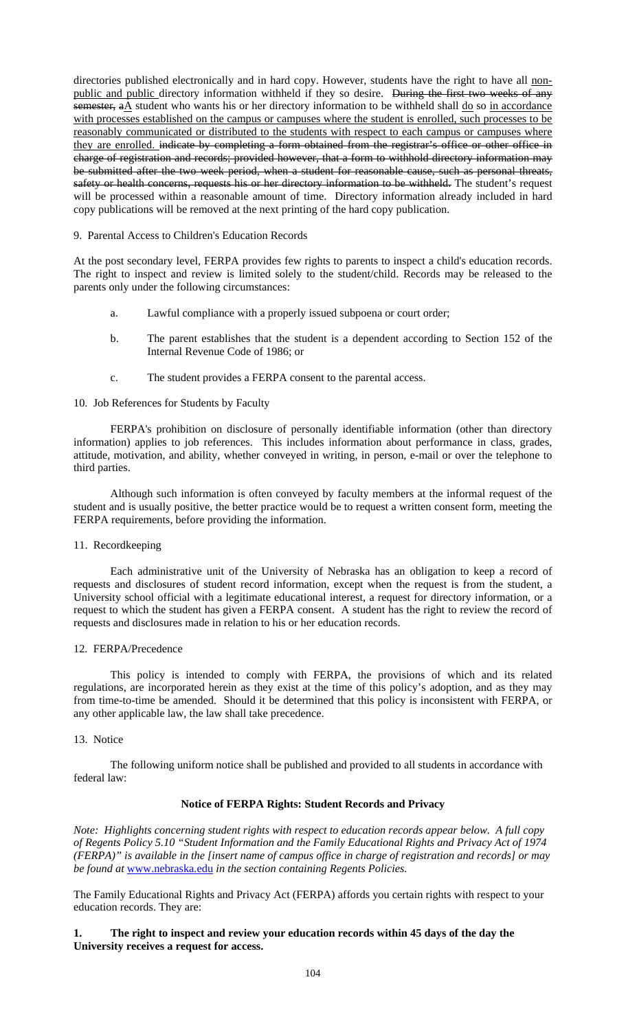directories published electronically and in hard copy. However, students have the right to have all non-public and public directory information withheld if they so desire. ~~During the first two weeks of any semester,~~ ~~a~~A student who wants his or her directory information to be withheld shall do so in accordance with processes established on the campus or campuses where the student is enrolled, such processes to be reasonably communicated or distributed to the students with respect to each campus or campuses where they are enrolled. ~~indicate by completing a form obtained from the registrar's office or other office in charge of registration and records; provided however, that a form to withhold directory information may be submitted after the two week period, when a student for reasonable cause, such as personal threats, safety or health concerns, requests his or her directory information to be withheld.~~ The student's request will be processed within a reasonable amount of time. Directory information already included in hard copy publications will be removed at the next printing of the hard copy publication.

9. Parental Access to Children's Education Records

At the post secondary level, FERPA provides few rights to parents to inspect a child's education records. The right to inspect and review is limited solely to the student/child. Records may be released to the parents only under the following circumstances:

a. Lawful compliance with a properly issued subpoena or court order;

b. The parent establishes that the student is a dependent according to Section 152 of the Internal Revenue Code of 1986; or

c. The student provides a FERPA consent to the parental access.

10. Job References for Students by Faculty

FERPA's prohibition on disclosure of personally identifiable information (other than directory information) applies to job references. This includes information about performance in class, grades, attitude, motivation, and ability, whether conveyed in writing, in person, e-mail or over the telephone to third parties.

Although such information is often conveyed by faculty members at the informal request of the student and is usually positive, the better practice would be to request a written consent form, meeting the FERPA requirements, before providing the information.

11. Recordkeeping

Each administrative unit of the University of Nebraska has an obligation to keep a record of requests and disclosures of student record information, except when the request is from the student, a University school official with a legitimate educational interest, a request for directory information, or a request to which the student has given a FERPA consent. A student has the right to review the record of requests and disclosures made in relation to his or her education records.

12. FERPA/Precedence

This policy is intended to comply with FERPA, the provisions of which and its related regulations, are incorporated herein as they exist at the time of this policy's adoption, and as they may from time-to-time be amended. Should it be determined that this policy is inconsistent with FERPA, or any other applicable law, the law shall take precedence.

13. Notice

The following uniform notice shall be published and provided to all students in accordance with federal law:

**Notice of FERPA Rights: Student Records and Privacy**

*Note: Highlights concerning student rights with respect to education records appear below. A full copy of Regents Policy 5.10 "Student Information and the Family Educational Rights and Privacy Act of 1974 (FERPA)" is available in the [insert name of campus office in charge of registration and records] or may be found at* www.nebraska.edu *in the section containing Regents Policies.*

The Family Educational Rights and Privacy Act (FERPA) affords you certain rights with respect to your education records. They are:

**1. The right to inspect and review your education records within 45 days of the day the University receives a request for access.**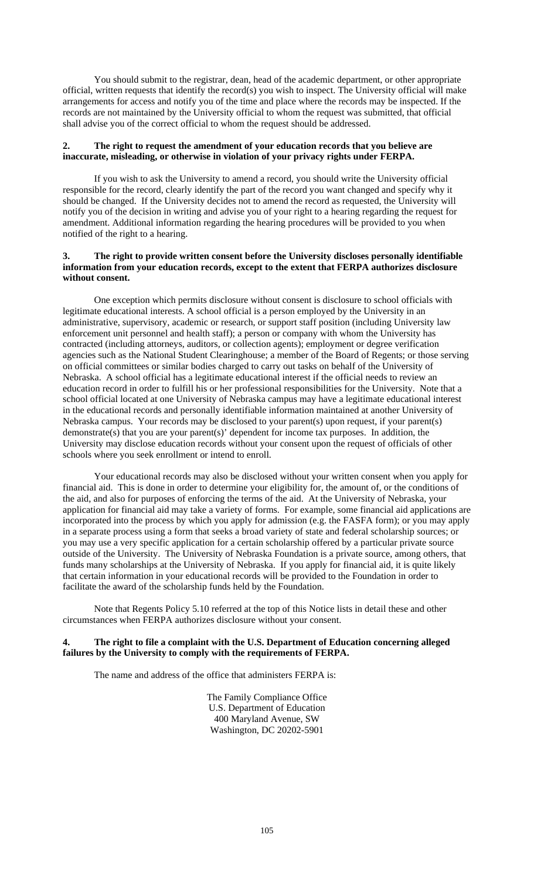You should submit to the registrar, dean, head of the academic department, or other appropriate official, written requests that identify the record(s) you wish to inspect. The University official will make arrangements for access and notify you of the time and place where the records may be inspected. If the records are not maintained by the University official to whom the request was submitted, that official shall advise you of the correct official to whom the request should be addressed.

**2. The right to request the amendment of your education records that you believe are inaccurate, misleading, or otherwise in violation of your privacy rights under FERPA.**

If you wish to ask the University to amend a record, you should write the University official responsible for the record, clearly identify the part of the record you want changed and specify why it should be changed. If the University decides not to amend the record as requested, the University will notify you of the decision in writing and advise you of your right to a hearing regarding the request for amendment. Additional information regarding the hearing procedures will be provided to you when notified of the right to a hearing.

**3. The right to provide written consent before the University discloses personally identifiable information from your education records, except to the extent that FERPA authorizes disclosure without consent.**

One exception which permits disclosure without consent is disclosure to school officials with legitimate educational interests. A school official is a person employed by the University in an administrative, supervisory, academic or research, or support staff position (including University law enforcement unit personnel and health staff); a person or company with whom the University has contracted (including attorneys, auditors, or collection agents); employment or degree verification agencies such as the National Student Clearinghouse; a member of the Board of Regents; or those serving on official committees or similar bodies charged to carry out tasks on behalf of the University of Nebraska. A school official has a legitimate educational interest if the official needs to review an education record in order to fulfill his or her professional responsibilities for the University. Note that a school official located at one University of Nebraska campus may have a legitimate educational interest in the educational records and personally identifiable information maintained at another University of Nebraska campus. Your records may be disclosed to your parent(s) upon request, if your parent(s) demonstrate(s) that you are your parent(s)' dependent for income tax purposes. In addition, the University may disclose education records without your consent upon the request of officials of other schools where you seek enrollment or intend to enroll.

Your educational records may also be disclosed without your written consent when you apply for financial aid. This is done in order to determine your eligibility for, the amount of, or the conditions of the aid, and also for purposes of enforcing the terms of the aid. At the University of Nebraska, your application for financial aid may take a variety of forms. For example, some financial aid applications are incorporated into the process by which you apply for admission (e.g. the FASFA form); or you may apply in a separate process using a form that seeks a broad variety of state and federal scholarship sources; or you may use a very specific application for a certain scholarship offered by a particular private source outside of the University. The University of Nebraska Foundation is a private source, among others, that funds many scholarships at the University of Nebraska. If you apply for financial aid, it is quite likely that certain information in your educational records will be provided to the Foundation in order to facilitate the award of the scholarship funds held by the Foundation.

Note that Regents Policy 5.10 referred at the top of this Notice lists in detail these and other circumstances when FERPA authorizes disclosure without your consent.

**4. The right to file a complaint with the U.S. Department of Education concerning alleged failures by the University to comply with the requirements of FERPA.**

The name and address of the office that administers FERPA is:

The Family Compliance Office
U.S. Department of Education
400 Maryland Avenue, SW
Washington, DC 20202-5901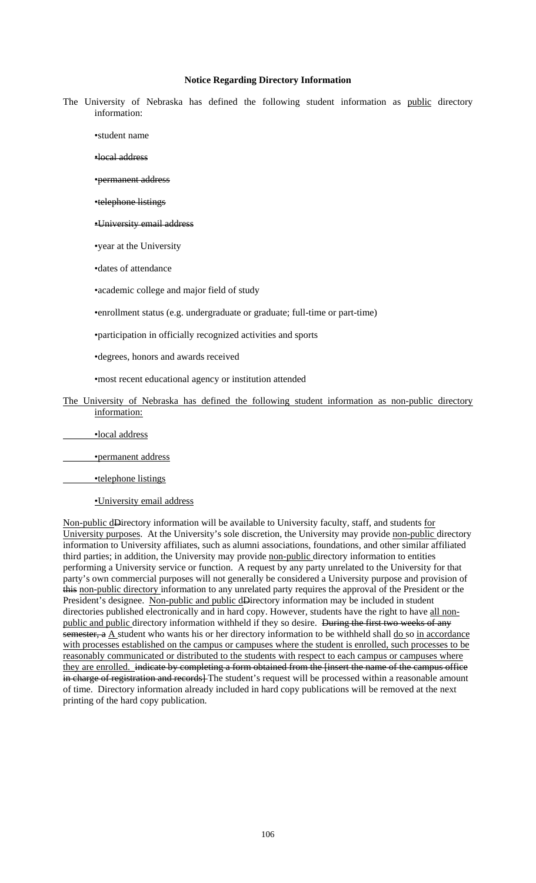**Notice Regarding Directory Information**

The University of Nebraska has defined the following student information as <u>public</u> directory information:

- student name
- ~~local address~~
- ~~permanent address~~
- ~~telephone listings~~
- ~~University email address~~
- year at the University
- dates of attendance
- academic college and major field of study
- enrollment status (e.g. undergraduate or graduate; full-time or part-time)
- participation in officially recognized activities and sports
- degrees, honors and awards received
- most recent educational agency or institution attended

<u>The University of Nebraska has defined the following student information as non-public directory information:</u>

- <u>local address</u>
- <u>permanent address</u>
- <u>telephone listings</u>
- <u>University email address</u>

<u>Non-public d</u>~~D~~irectory information will be available to University faculty, staff, and students <u>for University purposes</u>. At the University's sole discretion, the University may provide <u>non-public</u> directory information to University affiliates, such as alumni associations, foundations, and other similar affiliated third parties; in addition, the University may provide <u>non-public</u> directory information to entities performing a University service or function. A request by any party unrelated to the University for that party's own commercial purposes will not generally be considered a University purpose and provision of ~~this~~ <u>non-public directory</u> information to any unrelated party requires the approval of the President or the President's designee. <u>Non-public and public d</u>~~D~~irectory information may be included in student directories published electronically and in hard copy. However, students have the right to have <u>all non-public and public</u> directory information withheld if they so desire. ~~During the first two weeks of any semester, a~~ <u>A</u> student who wants his or her directory information to be withheld shall <u>do so in accordance with processes established on the campus or campuses where the student is enrolled, such processes to be reasonably communicated or distributed to the students with respect to each campus or campuses where they are enrolled.</u> ~~indicate by completing a form obtained from the [insert the name of the campus office in charge of registration and records]~~ The student's request will be processed within a reasonable amount of time. Directory information already included in hard copy publications will be removed at the next printing of the hard copy publication.